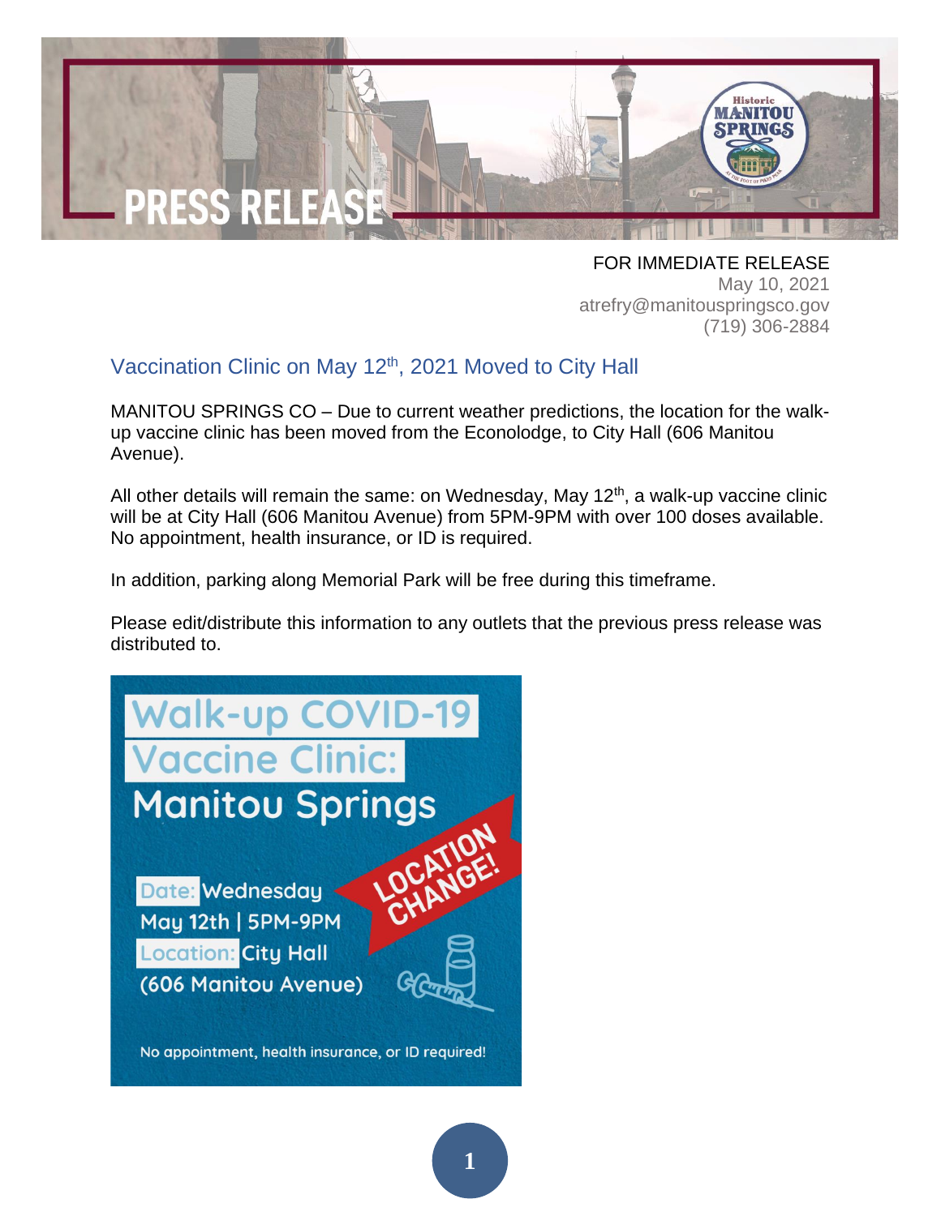# PRESS RELEASE

FOR IMMEDIATE RELEASE
May 10, 2021
atrefry@manitouspringsco.gov
(719) 306-2884

## Vaccination Clinic on May 12th, 2021 Moved to City Hall

MANITOU SPRINGS CO – Due to current weather predictions, the location for the walk-up vaccine clinic has been moved from the Econolodge, to City Hall (606 Manitou Avenue).

All other details will remain the same: on Wednesday, May 12th, a walk-up vaccine clinic will be at City Hall (606 Manitou Avenue) from 5PM-9PM with over 100 doses available. No appointment, health insurance, or ID is required.

In addition, parking along Memorial Park will be free during this timeframe.

Please edit/distribute this information to any outlets that the previous press release was distributed to.

**Walk-up COVID-19 Vaccine Clinic: Manitou Springs**

**LOCATION CHANGE!**

**Date:** Wednesday May 12th | 5PM-9PM

**Location:** City Hall (606 Manitou Avenue)

No appointment, health insurance, or ID required!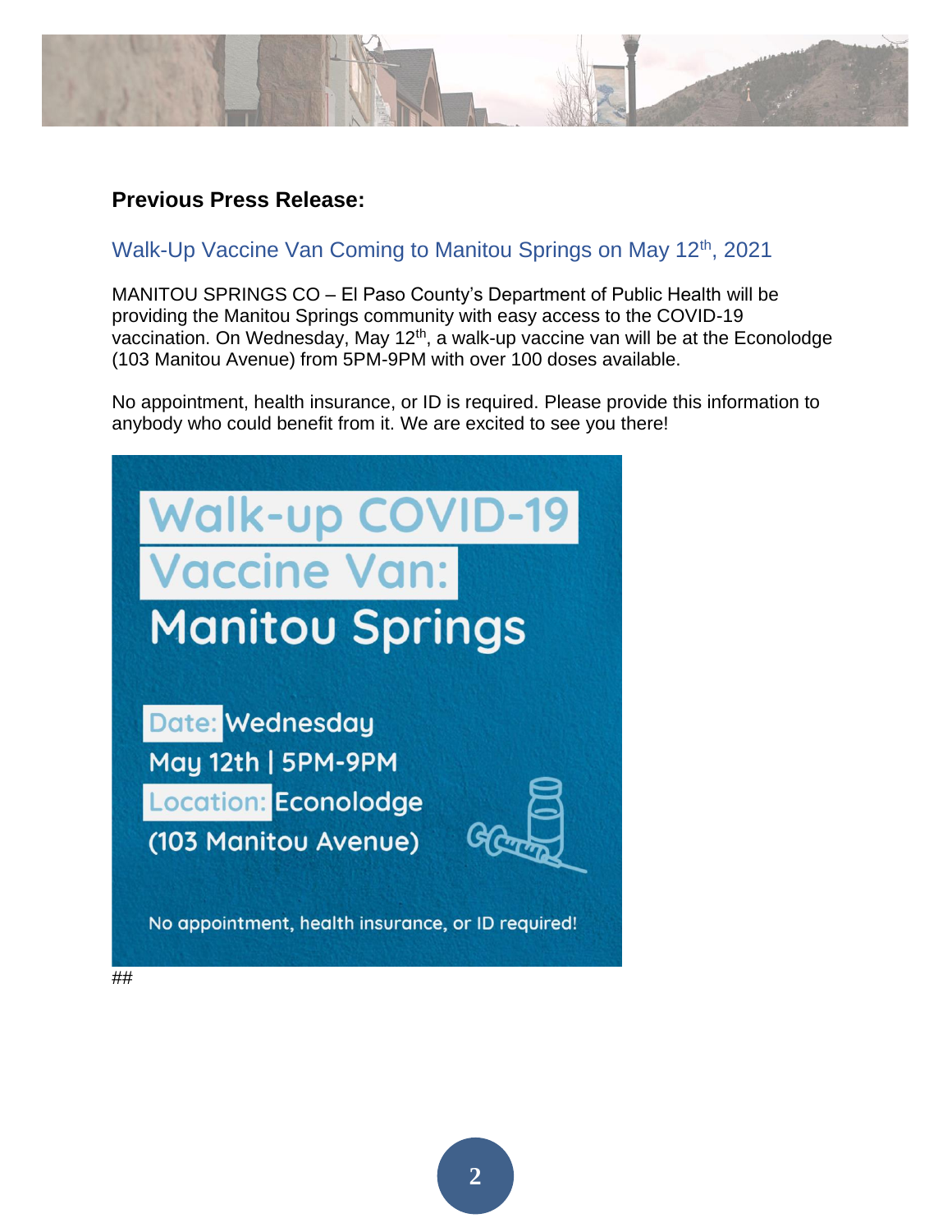### Previous Press Release:

## Walk-Up Vaccine Van Coming to Manitou Springs on May 12th, 2021

MANITOU SPRINGS CO – El Paso County's Department of Public Health will be providing the Manitou Springs community with easy access to the COVID-19 vaccination. On Wednesday, May 12th, a walk-up vaccine van will be at the Econolodge (103 Manitou Avenue) from 5PM-9PM with over 100 doses available.

No appointment, health insurance, or ID is required. Please provide this information to anybody who could benefit from it. We are excited to see you there!

Walk-up COVID-19 Vaccine Van: Manitou Springs

Date: Wednesday May 12th | 5PM-9PM

Location: Econolodge (103 Manitou Avenue)

No appointment, health insurance, or ID required!

##